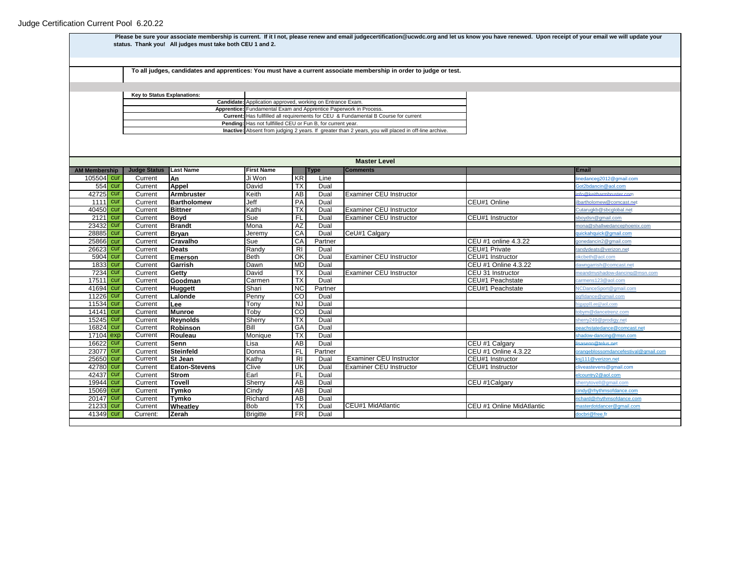# Judge Certification Current Pool 6.20.22

**Please be sure your associate membership is current. If it I not, please renew and email judgecertification@ucwdc.org and let us know you have renewed. Upon receipt of your email we will update your status. Thank you! All judges must take both CEU 1 and 2.**

**To all judges, candidates and apprentices: You must have a current associate membership in order to judge or test.**

| Key to Status Explanations: | |
|---|---|
| **Candidate:** | Application approved, working on Entrance Exam. |
| **Apprentice:** | Fundamental Exam and Apprentice Paperwork in Process. |
| **Current:** | Has fullfilled all requirements for CEU & Fundamental B Course for current |
| **Pending:** | Has not fullfilled CEU or Fun B, for current year. |
| **Inactive:** | Absent from judging 2 years. If greater than 2 years, you will placed in off-line archive. |

## Master Level

| AM Membership | | Judge Status | Last Name | First Name | | Type | Comments | | Email |
|---|---|---|---|---|---|---|---|---|---|
| 105504 | cur | Current | **An** | Ji Won | KR | Line | | | linedanceg2012@gmail.com |
| 554 | cur | Current | **Appel** | David | TX | Dual | | | Got2bdancin@aol.com |
| 42725 | cur | Current | **Armbruster** | Keith | AB | Dual | Examiner CEU Instructor | | info@keitharmbruster.com |
| 1111 | cur | Current | **Bartholomew** | Jeff | PA | Dual | | CEU#1 Online | jlbartholomew@comcast.net |
| 40450 | cur | Current | **Bittner** | Kathi | TX | Dual | Examiner CEU Instructor | | Cutarugkb@sbcglobal.net |
| 2121 | cur | Current | **Boyd** | Sue | FL | Dual | Examiner CEU Instructor | CEU#1 Instructor | sboydsn@gmail.com |
| 23432 | cur | Current | **Brandt** | Mona | AZ | Dual | | | mona@shallwedancephoenix.com |
| 28885 | cur | Current | **Bryan** | Jeremy | CA | Dual | CeU#1 Calgary | | quickahquick@gmail.com |
| 25866 | cur | Current | **Cravalho** | Sue | CA | Partner | | CEU #1 online 4.3.22 | gonedancin2@gmail.com |
| 26623 | cur | Current | **Deats** | Randy | RI | Dual | | CEU#1 Private | randydeats@verizon.net |
| 5904 | cur | Current | **Emerson** | Beth | OK | Dual | Examiner CEU Instructor | CEU#1 Instructor | okcbeth@aol.com |
| 1833 | cur | Current | **Garrish** | Dawn | MD | Dual | | CEU #1 Online 4.3.22 | dawngarrish@comcast.net |
| 7234 | cur | Current | **Getty** | David | TX | Dual | Examiner CEU Instructor | CEU 31 Instructor | meandmyshadow-dancing@msn.com |
| 17511 | cur | Current | **Goodman** | Carmen | TX | Dual | | CEU#1 Peachstate | carmens123@aol.com |
| 41694 | cur | Current | **Huggett** | Shari | NC | Partner | | CEU#1 Peachstate | NCDanceSport@gmail.com |
| 11226 | cur | Current | **Lalonde** | Penny | CO | Dual | | | pgfldance@gmail.com |
| 11534 | cur | Current | **Lee** | Tony | NJ | Dual | | | bigapplLee@aol.com |
| 14141 | cur | Current | **Munroe** | Toby | CO | Dual | | | tobym@dancetrenz.com |
| 15245 | cur | Current | **Reynolds** | Sherry | TX | Dual | | | sherry249@prodigy.net |
| 16824 | cur | Current | **Robinson** | Bill | GA | Dual | | | peachstatedance@comcast.net |
| 17104 | exp | Current | **Rouleau** | Monique | TX | Dual | | | shadow-dancing@msn.com |
| 16622 | cur | Current | **Senn** | Lisa | AB | Dual | | CEU #1 Calgary | lisasenn@telus.net |
| 23077 | cur | Current | **Steinfeld** | Donna | FL | Partner | | CEU #1 Online 4.3.22 | orangeblossomdancefestival@gmail.com |
| 25650 | cur | Current | **St Jean** | Kathy | RI | Dual | Examiner CEU Instructor | CEU#1 Instructor | ksj111@verizon.net |
| 42780 | cur | Current | **Eaton-Stevens** | Clive | UK | Dual | Examiner CEU Instructor | CEU#1 Instructor | cliveastevens@gmail.com |
| 42437 | cur | Current | **Strom** | Earl | FL | Dual | | | elcountry2@aol.com |
| 19944 | cur | Current | **Tovell** | Sherry | AB | Dual | | CEU #1Calgary | sherrytovell@gmail.com |
| 15069 | cur | Current | **Tymko** | Cindy | AB | Dual | | | cindy@rhythmsofdance.com |
| 20147 | cur | Current | **Tymko** | Richard | AB | Dual | | | richard@rhythmsofdance.com |
| 21233 | cur | Current | **Wheatley** | Bob | TX | Dual | CEU#1 MidAtlantic | CEU #1 Online MidAtlantic | masterdotdancer@gmail.com |
| 41349 | cur | Current: | **Zerah** | Brigitte | FR | Dual | | | docbri@free.fr |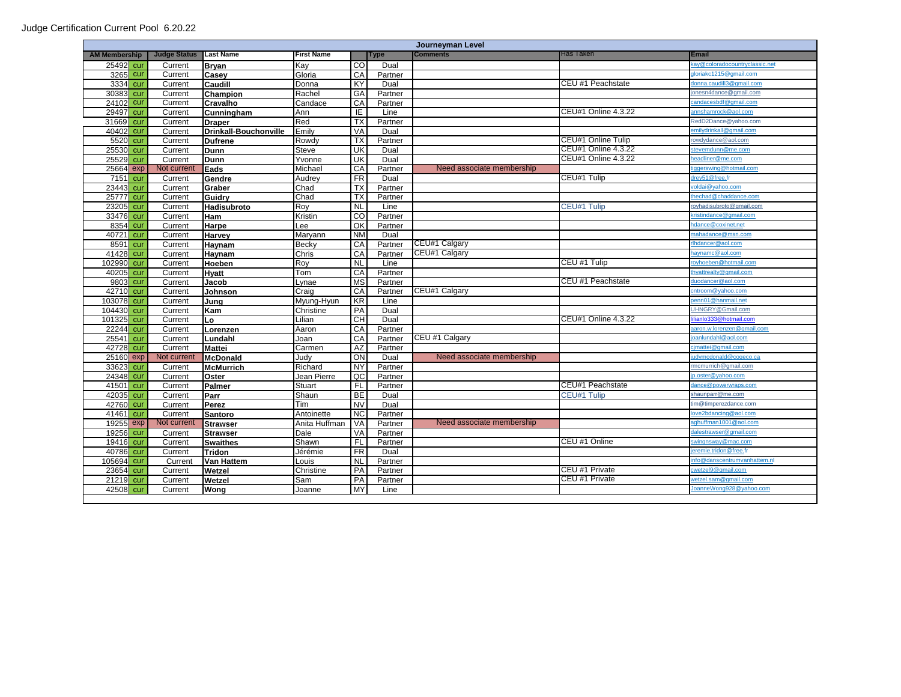Judge Certification Current Pool 6.20.22

| Journeyman Level | | | | | | | | | |
|---|---|---|---|---|---|---|---|---|---|
| AM Membership | | Judge Status | Last Name | First Name | | Type | Comments | Has Taken | Email |
| 25492 | cur | Current | **Bryan** | Kay | CO | Dual | | | kay@coloradocountryclassic.net |
| 3265 | cur | Current | **Casey** | Gloria | CA | Partner | | | gloriakc1215@gmail.com |
| 3334 | cur | Current | **Caudill** | Donna | KY | Dual | | CEU #1 Peachstate | donna.caudill3@gmail.com |
| 30383 | cur | Current | **Champion** | Rachel | GA | Partner | | | jonesn4dance@gmail.com |
| 24102 | cur | Current | **Cravalho** | Candace | CA | Partner | | | candacesbdf@gmail.com |
| 29497 | cur | Current | **Cunningham** | Ann | IE | Line | | CEU#1 Online 4.3.22 | annshamrock@aol.com |
| 31669 | cur | Current | **Draper** | Red | TX | Partner | | | RedD2Dance@yahoo.com |
| 40402 | cur | Current | **Drinkall-Bouchonville** | Emily | VA | Dual | | | emilydrinkall@gmail.com |
| 5520 | cur | Current | **Dufrene** | Rowdy | TX | Partner | | CEU#1 Online Tulip | rowdydance@aol.com |
| 25530 | cur | Current | **Dunn** | Steve | UK | Dual | | CEU#1 Online 4.3.22 | stevemdunn@me.com |
| 25529 | cur | Current | **Dunn** | Yvonne | UK | Dual | | CEU#1 Online 4.3.22 | headliner@me.com |
| 25664 | exp | Not current | **Eads** | Michael | CA | Partner | Need associate membership | | tiggerswing@hotmail.com |
| 7151 | cur | Current | **Gendre** | Audrey | FR | Dual | | CEU#1 Tulip | drey51@free.fr |
| 23443 | cur | Current | **Graber** | Chad | TX | Partner | | | voldai@yahoo.com |
| 25777 | cur | Current | **Guidry** | Chad | TX | Partner | | | thechad@chaddance.com |
| 23205 | cur | Current | **Hadisubroto** | Roy | NL | Line | | CEU#1 Tulip | royhadisubroto@gmail.com |
| 33476 | cur | Current | **Ham** | Kristin | CO | Partner | | | kristindance@gmail.com |
| 8354 | cur | Current | **Harpe** | Lee | OK | Partner | | | hdance@coxinet.net |
| 40721 | cur | Current | **Harvey** | Maryann | NM | Dual | | | mahadance@msn.com |
| 8591 | cur | Current | **Haynam** | Becky | CA | Partner | CEU#1 Calgary | | rlhdancer@aol.com |
| 41428 | cur | Current | **Haynam** | Chris | CA | Partner | CEU#1 Calgary | | haynamc@aol.com |
| 102990 | cur | Current | **Hoeben** | Roy | NL | Line | | CEU #1 Tulip | royhoeben@hotmail.com |
| 40205 | cur | Current | **Hyatt** | Tom | CA | Partner | | | thyattrealty@gmail.com |
| 9803 | cur | Current | **Jacob** | Lynae | MS | Partner | | CEU #1 Peachstate | duodancer@aol.com |
| 42710 | cur | Current | **Johnson** | Craig | CA | Partner | CEU#1 Calgary | | cntroom@yahoo.com |
| 103078 | cur | Current | **Jung** | Myung-Hyun | KR | Line | | | penn01@hanmail.net |
| 104430 | cur | Current | **Kam** | Christine | PA | Dual | | | UHNGRY@Gmail.com |
| 101325 | cur | Current | **Lo** | Lilian | CH | Dual | | CEU#1 Online 4.3.22 | lilianlo333@hotmail.com |
| 22244 | cur | Current | **Lorenzen** | Aaron | CA | Partner | | | aaron.w.lorenzen@gmail.com |
| 25541 | cur | Current | **Lundahl** | Joan | CA | Partner | CEU #1 Calgary | | joanlundahl@aol.com |
| 42728 | cur | Current | **Mattei** | Carmen | AZ | Partner | | | cjmattei@gmail.com |
| 25160 | exp | Not current | **McDonald** | Judy | ON | Dual | Need associate membership | | judymcdonald@cogeco.ca |
| 33623 | cur | Current | **McMurrich** | Richard | NY | Partner | | | rmcmurrich@gmail.com |
| 24348 | cur | Current | **Oster** | Jean Pierre | QC | Partner | | | jp.oster@yahoo.com |
| 41501 | cur | Current | **Palmer** | Stuart | FL | Partner | | CEU#1 Peachstate | dance@powerwraps.com |
| 42035 | cur | Current | **Parr** | Shaun | BE | Dual | | CEU#1 Tulip | shaunparr@me.com |
| 42760 | cur | Current | **Perez** | Tim | NV | Dual | | | tim@timperezdance.com |
| 41461 | cur | Current | **Santoro** | Antoinette | NC | Partner | | | love2bdancing@aol.com |
| 19255 | exp | Not current | **Strawser** | Anita Huffman | VA | Partner | Need associate membership | | aghuffman1001@aol.com |
| 19256 | cur | Current | **Strawser** | Dale | VA | Partner | | | dalestrawser@gmail.com |
| 19416 | cur | Current | **Swaithes** | Shawn | FL | Partner | | CEU #1 Online | swingnsway@mac.com |
| 40786 | cur | Current | **Tridon** | Jérémie | FR | Dual | | | jeremie.tridon@free.fr |
| 105694 | cur | Current | **Van Hattem** | Louis | NL | Partner | | | info@danscentrumvanhattem.nl |
| 23654 | cur | Current | **Wetzel** | Christine | PA | Partner | | CEU #1 Private | cwetzel9@gmail.com |
| 21219 | cur | Current | **Wetzel** | Sam | PA | Partner | | CEU #1 Private | wetzel.sam@gmail.com |
| 42508 | cur | Current | **Wong** | Joanne | MY | Line | | | JoanneWong928@yahoo.com |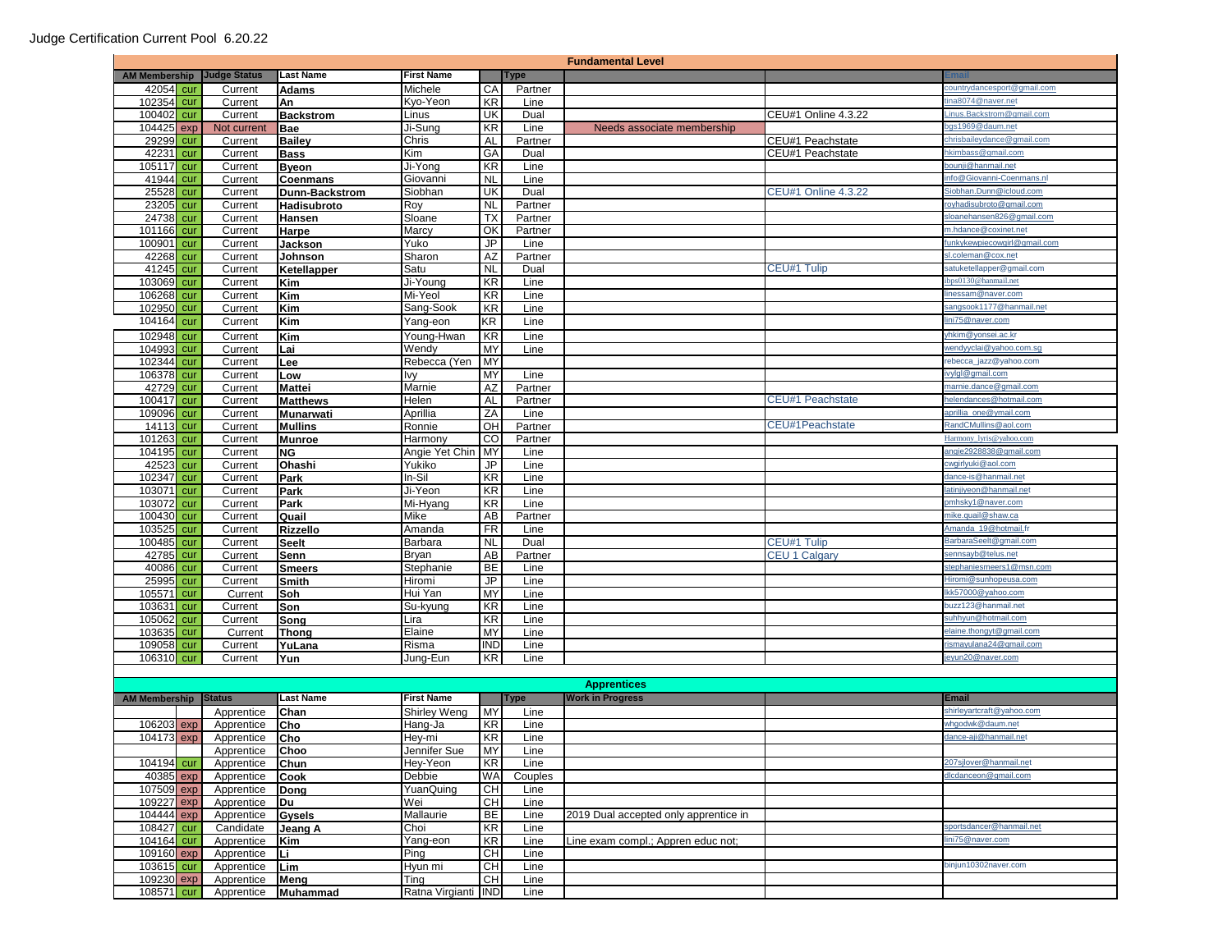Judge Certification Current Pool 6.20.22

## Fundamental Level

| AM Membership | | Judge Status | Last Name | First Name | | Type | | | Email |
|---|---|---|---|---|---|---|---|---|---|
| 42054 | cur | Current | **Adams** | Michele | CA | Partner | | | countrydancesport@gmail.com |
| 102354 | cur | Current | **An** | Kyo-Yeon | KR | Line | | | tina8074@naver.net |
| 100402 | cur | Current | **Backstrom** | Linus | UK | Dual | | CEU#1 Online 4.3.22 | Linus.Backstrom@gmail.com |
| 104425 | exp | Not current | **Bae** | Ji-Sung | KR | Line | Needs associate membership | | bgs1969@daum.net |
| 29299 | cur | Current | **Bailey** | Chris | AL | Partner | | CEU#1 Peachstate | chrisbaileydance@gmail.com |
| 42231 | cur | Current | **Bass** | Kim | GA | Dual | | CEU#1 Peachstate | hkimbass@gmail.com |
| 105117 | cur | Current | **Byeon** | Ji-Yong | KR | Line | | | bounji@hanmail.net |
| 41944 | cur | Current | **Coenmans** | Giovanni | NL | Line | | | info@Giovanni-Coenmans.nl |
| 25528 | cur | Current | **Dunn-Backstrom** | Siobhan | UK | Dual | | CEU#1 Online 4.3.22 | Siobhan.Dunn@icloud.com |
| 23205 | cur | Current | **Hadisubroto** | Roy | NL | Partner | | | royhadisubroto@gmail.com |
| 24738 | cur | Current | **Hansen** | Sloane | TX | Partner | | | sloanehansen826@gmail.com |
| 101166 | cur | Current | **Harpe** | Marcy | OK | Partner | | | m.hdance@coxinet.net |
| 100901 | cur | Current | **Jackson** | Yuko | JP | Line | | | funkykewpiecowgirl@gmail.com |
| 42268 | cur | Current | **Johnson** | Sharon | AZ | Partner | | | sl.coleman@cox.net |
| 41245 | cur | Current | **Ketellapper** | Satu | NL | Dual | | CEU#1 Tulip | satuketellapper@gmail.com |
| 103069 | cur | Current | **Kim** | Ji-Young | KR | Line | | | ibps0130@hanmail.net |
| 106268 | cur | Current | **Kim** | Mi-Yeol | KR | Line | | | linessam@naver.com |
| 102950 | cur | Current | **Kim** | Sang-Sook | KR | Line | | | sangsook1177@hanmail.net |
| 104164 | cur | Current | **Kim** | Yang-eon | KR | Line | | | lini75@naver.com |
| 102948 | cur | Current | **Kim** | Young-Hwan | KR | Line | | | yhkim@yonsei.ac.kr |
| 104993 | cur | Current | **Lai** | Wendy | MY | Line | | | wendyyclai@yahoo.com.sg |
| 102344 | cur | Current | **Lee** | Rebecca (Yen | MY | | | | rebecca_jazz@yahoo.com |
| 106378 | cur | Current | **Low** | Ivy | MY | Line | | | ivylgl@gmail.com |
| 42729 | cur | Current | **Mattei** | Marnie | AZ | Partner | | | marnie.dance@gmail.com |
| 100417 | cur | Current | **Matthews** | Helen | AL | Partner | | CEU#1 Peachstate | helendances@hotmail.com |
| 109096 | cur | Current | **Munarwati** | Aprillia | ZA | Line | | | aprillia_one@ymail.com |
| 14113 | cur | Current | **Mullins** | Ronnie | OH | Partner | | CEU#1Peachstate | RandCMullins@aol.com |
| 101263 | cur | Current | **Munroe** | Harmony | CO | Partner | | | Harmony_lyris@yahoo.com |
| 104195 | cur | Current | **NG** | Angie Yet Chin | MY | Line | | | angie2928838@gmail.com |
| 42523 | cur | Current | **Ohashi** | Yukiko | JP | Line | | | cwgirlyuki@aol.com |
| 102347 | cur | Current | **Park** | In-Sil | KR | Line | | | dance-is@hanmail.net |
| 103071 | cur | Current | **Park** | Ji-Yeon | KR | Line | | | latinjiyeon@hanmail.net |
| 103072 | cur | Current | **Park** | Mi-Hyang | KR | Line | | | pmhsky1@naver.com |
| 100430 | cur | Current | **Quail** | Mike | AB | Partner | | | mike.quail@shaw.ca |
| 103525 | cur | Current | **Rizzello** | Amanda | FR | Line | | | Amanda_19@hotmail.fr |
| 100485 | cur | Current | **Seelt** | Barbara | NL | Dual | | CEU#1 Tulip | BarbaraSeelt@gmail.com |
| 42785 | cur | Current | **Senn** | Bryan | AB | Partner | | CEU 1 Calgary | sennsayb@telus.net |
| 40086 | cur | Current | **Smeers** | Stephanie | BE | Line | | | stephaniesmeers1@msn.com |
| 25995 | cur | Current | **Smith** | Hiromi | JP | Line | | | Hiromi@sunhopeusa.com |
| 105571 | cur | Current | **Soh** | Hui Yan | MY | Line | | | lkk57000@yahoo.com |
| 103631 | cur | Current | **Son** | Su-kyung | KR | Line | | | buzz123@hanmail.net |
| 105062 | cur | Current | **Song** | Lira | KR | Line | | | suhhyun@hotmail.com |
| 103635 | cur | Current | **Thong** | Elaine | MY | Line | | | elaine.thongyt@gmail.com |
| 109058 | cur | Current | **YuLana** | Risma | IND | Line | | | rismayulana24@gmail.com |
| 106310 | cur | Current | **Yun** | Jung-Eun | KR | Line | | | jeyun20@naver.com |

## Apprentices

| AM Membership | | Status | Last Name | First Name | | Type | Work in Progress | | Email |
|---|---|---|---|---|---|---|---|---|---|
| | | Apprentice | **Chan** | Shirley Weng | MY | Line | | | shirleyartcraft@yahoo.com |
| 106203 | exp | Apprentice | **Cho** | Hang-Ja | KR | Line | | | whgodwk@daum.net |
| 104173 | exp | Apprentice | **Cho** | Hey-mi | KR | Line | | | dance-aji@hanmail.net |
| | | Apprentice | **Choo** | Jennifer Sue | MY | Line | | | |
| 104194 | cur | Apprentice | **Chun** | Hey-Yeon | KR | Line | | | 207sjlover@hanmail.net |
| 40385 | exp | Apprentice | **Cook** | Debbie | WA | Couples | | | dlcdanceon@gmail.com |
| 107509 | exp | Apprentice | **Dong** | YuanQuing | CH | Line | | | |
| 109227 | exp | Apprentice | **Du** | Wei | CH | Line | | | |
| 104444 | exp | Apprentice | **Gysels** | Mallaurie | BE | Line | 2019 Dual accepted only apprentice in | | |
| 108427 | cur | Candidate | **Jeang A** | Choi | KR | Line | | | sportsdancer@hanmail.net |
| 104164 | cur | Apprentice | **Kim** | Yang-eon | KR | Line | Line exam compl.; Appren educ not; | | lini75@naver.com |
| 109160 | exp | Apprentice | **Li** | Ping | CH | Line | | | |
| 103615 | cur | Apprentice | **Lim** | Hyun mi | CH | Line | | | binjun10302naver.com |
| 109230 | exp | Apprentice | **Meng** | Ting | CH | Line | | | |
| 108571 | cur | Apprentice | **Muhammad** | Ratna Virgianti | IND | Line | | | |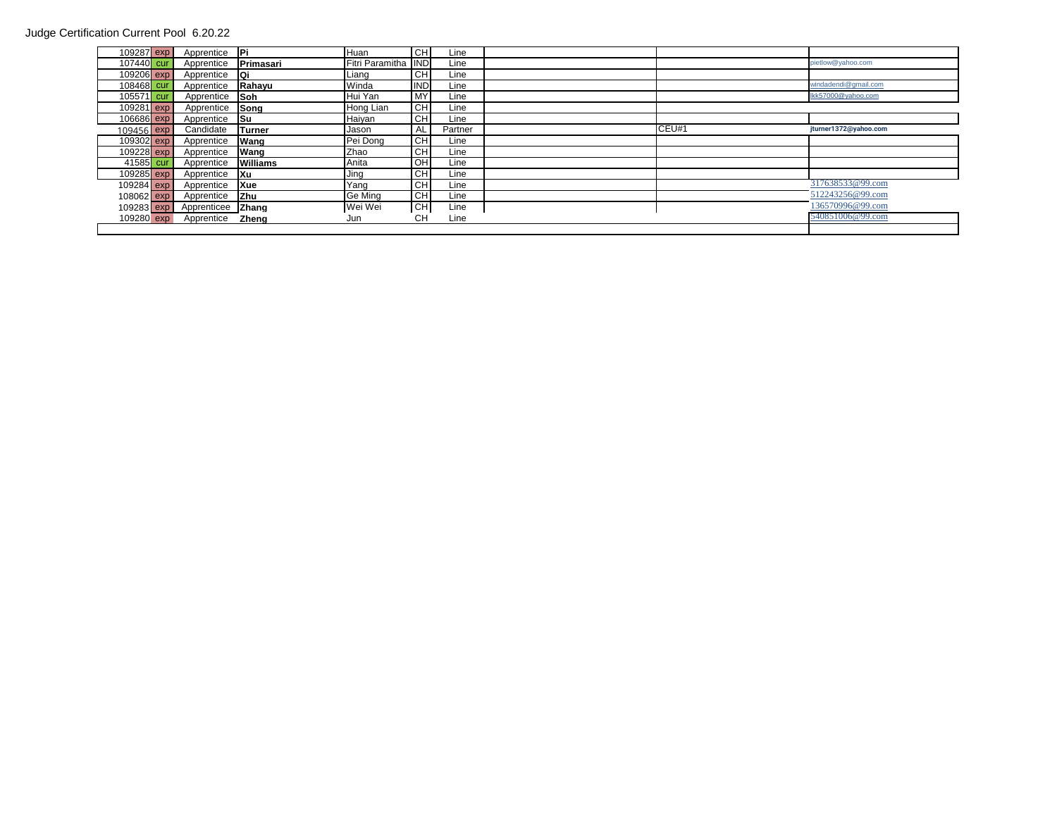Judge Certification Current Pool 6.20.22

| | | | | | | | | | |
|---|---|---|---|---|---|---|---|---|---|
| 109287 | exp | Apprentice | **Pi** | Huan | CH | Line | | | |
| 107440 | cur | Apprentice | **Primasari** | Fitri Paramitha | IND | Line | | | pietlow@yahoo.com |
| 109206 | exp | Apprentice | **Qi** | Liang | CH | Line | | | |
| 108468 | cur | Apprentice | **Rahayu** | Winda | IND | Line | | | windadendi@gmail.com |
| 105571 | cur | Apprentice | **Soh** | Hui Yan | MY | Line | | | lkk57000@yahoo.com |
| 109281 | exp | Apprentice | **Song** | Hong Lian | CH | Line | | | |
| 106686 | exp | Apprentice | **Su** | Haiyan | CH | Line | | | |
| 109456 | exp | Candidate | **Turner** | Jason | AL | Partner | | CEU#1 | **jturner1372@yahoo.com** |
| 109302 | exp | Apprentice | **Wang** | Pei Dong | CH | Line | | | |
| 109228 | exp | Apprentice | **Wang** | Zhao | CH | Line | | | |
| 41585 | cur | Apprentice | **Williams** | Anita | OH | Line | | | |
| 109285 | exp | Apprentice | **Xu** | Jing | CH | Line | | | |
| 109284 | exp | Apprentice | **Xue** | Yang | CH | Line | | | 317638533@99.com |
| 108062 | exp | Apprentice | **Zhu** | Ge Ming | CH | Line | | | 512243256@99.com |
| 109283 | exp | Apprenticee | **Zhang** | Wei Wei | CH | Line | | | 136570996@99.com |
| 109280 | exp | Apprentice | **Zheng** | Jun | CH | Line | | | 540851006@99.com |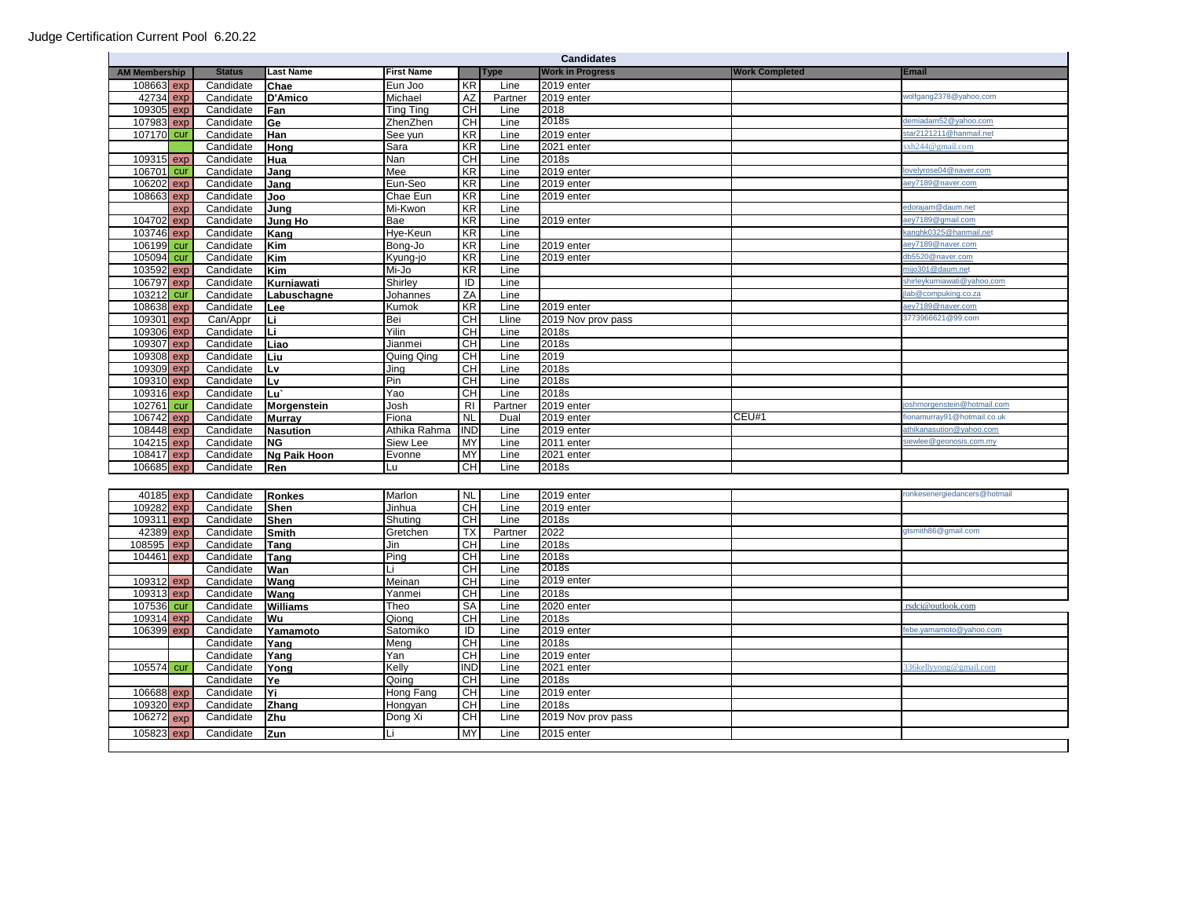Judge Certification Current Pool 6.20.22

| Candidates | | | | | | | | | |
|---|---|---|---|---|---|---|---|---|---|
| AM Membership | | Status | Last Name | First Name | | Type | Work in Progress | Work Completed | Email |
| 108663 | exp | Candidate | Chae | Eun Joo | KR | Line | 2019 enter | | |
| 42734 | exp | Candidate | D'Amico | Michael | AZ | Partner | 2019 enter | | wolfgang2378@yahoo.com |
| 109305 | exp | Candidate | Fan | Ting Ting | CH | Line | 2018 | | |
| 107983 | exp | Candidate | Ge | ZhenZhen | CH | Line | 2018s | | demiadam52@yahoo.com |
| 107170 | cur | Candidate | Han | See yun | KR | Line | 2019 enter | | star2121211@hanmail.net |
| | | Candidate | Hong | Sara | KR | Line | 2021 enter | | sxh244@gmail.com |
| 109315 | exp | Candidate | Hua | Nan | CH | Line | 2018s | | |
| 106701 | cur | Candidate | Jang | Mee | KR | Line | 2019 enter | | lovelyrose04@naver.com |
| 106202 | exp | Candidate | Jang | Eun-Seo | KR | Line | 2019 enter | | aey7189@naver.com |
| 108663 | exp | Candidate | Joo | Chae Eun | KR | Line | 2019 enter | | |
| | exp | Candidate | Jung | Mi-Kwon | KR | Line | | | edorajam@daum.net |
| 104702 | exp | Candidate | Jung Ho | Bae | KR | Line | 2019 enter | | aey7189@gmail.com |
| 103746 | exp | Candidate | Kang | Hye-Keun | KR | Line | | | kanghk0325@hanmail.net |
| 106199 | cur | Candidate | Kim | Bong-Jo | KR | Line | 2019 enter | | aey7189@naver.com |
| 105094 | cur | Candidate | Kim | Kyung-jo | KR | Line | 2019 enter | | db5520@naver.com |
| 103592 | exp | Candidate | Kim | Mi-Jo | KR | Line | | | mijo301@daum.net |
| 106797 | exp | Candidate | Kurniawati | Shirley | ID | Line | | | shirleykurniawati@yahoo.com |
| 103212 | cur | Candidate | Labuschagne | Johannes | ZA | Line | | | jlab@compuking.co.za |
| 108638 | exp | Candidate | Lee | Kumok | KR | Line | 2019 enter | | aey7189@naver.com |
| 109301 | exp | Can/Appr | Li | Bei | CH | Lline | 2019 Nov prov pass | | 3773966621@99.com |
| 109306 | exp | Candidate | Li | Yilin | CH | Line | 2018s | | |
| 109307 | exp | Candidate | Liao | Jianmei | CH | Line | 2018s | | |
| 109308 | exp | Candidate | Liu | Quing Qing | CH | Line | 2019 | | |
| 109309 | exp | Candidate | Lv | Jing | CH | Line | 2018s | | |
| 109310 | exp | Candidate | Lv | Pin | CH | Line | 2018s | | |
| 109316 | exp | Candidate | Lu` | Yao | CH | Line | 2018s | | |
| 102761 | cur | Candidate | Morgenstein | Josh | RI | Partner | 2019 enter | | joshmorgenstein@hotmail.com |
| 106742 | exp | Candidate | Murray | Fiona | NL | Dual | 2019 enter | CEU#1 | fionamurray91@hotmail.co.uk |
| 108448 | exp | Candidate | Nasution | Athika Rahma | IND | Line | 2019 enter | | athikanasution@yahoo.com |
| 104215 | exp | Candidate | NG | Siew Lee | MY | Line | 2011 enter | | siewlee@geonosis.com.my |
| 108417 | exp | Candidate | Ng Paik Hoon | Evonne | MY | Line | 2021 enter | | |
| 106685 | exp | Candidate | Ren | Lu | CH | Line | 2018s | | |
| 40185 | exp | Candidate | Ronkes | Marlon | NL | Line | 2019 enter | | ronkesenergiedancers@hotmail |
| 109282 | exp | Candidate | Shen | Jinhua | CH | Line | 2019 enter | | |
| 109311 | exp | Candidate | Shen | Shuting | CH | Line | 2018s | | |
| 42389 | exp | Candidate | Smith | Gretchen | TX | Partner | 2022 | | gtsmith86@gmail.com |
| 108595 | exp | Candidate | Tang | Jin | CH | Line | 2018s | | |
| 104461 | exp | Candidate | Tang | Ping | CH | Line | 2018s | | |
| | | Candidate | Wan | Li | CH | Line | 2018s | | |
| 109312 | exp | Candidate | Wang | Meinan | CH | Line | 2019 enter | | |
| 109313 | exp | Candidate | Wang | Yanmei | CH | Line | 2018s | | |
| 107536 | cur | Candidate | Williams | Theo | SA | Line | 2020 enter | | rsdci@outlook.com |
| 109314 | exp | Candidate | Wu | Qiong | CH | Line | 2018s | | |
| 106399 | exp | Candidate | Yamamoto | Satomiko | ID | Line | 2019 enter | | febe.yamamoto@yahoo.com |
| | | Candidate | Yang | Meng | CH | Line | 2018s | | |
| | | Candidate | Yang | Yan | CH | Line | 2019 enter | | |
| 105574 | cur | Candidate | Yong | Kelly | IND | Line | 2021 enter | | 336kellyyong@gmail.com |
| | | Candidate | Ye | Qoing | CH | Line | 2018s | | |
| 106688 | exp | Candidate | Yi | Hong Fang | CH | Line | 2019 enter | | |
| 109320 | exp | Candidate | Zhang | Hongyan | CH | Line | 2018s | | |
| 106272 | exp | Candidate | Zhu | Dong Xi | CH | Line | 2019 Nov prov pass | | |
| 105823 | exp | Candidate | Zun | Li | MY | Line | 2015 enter | | |